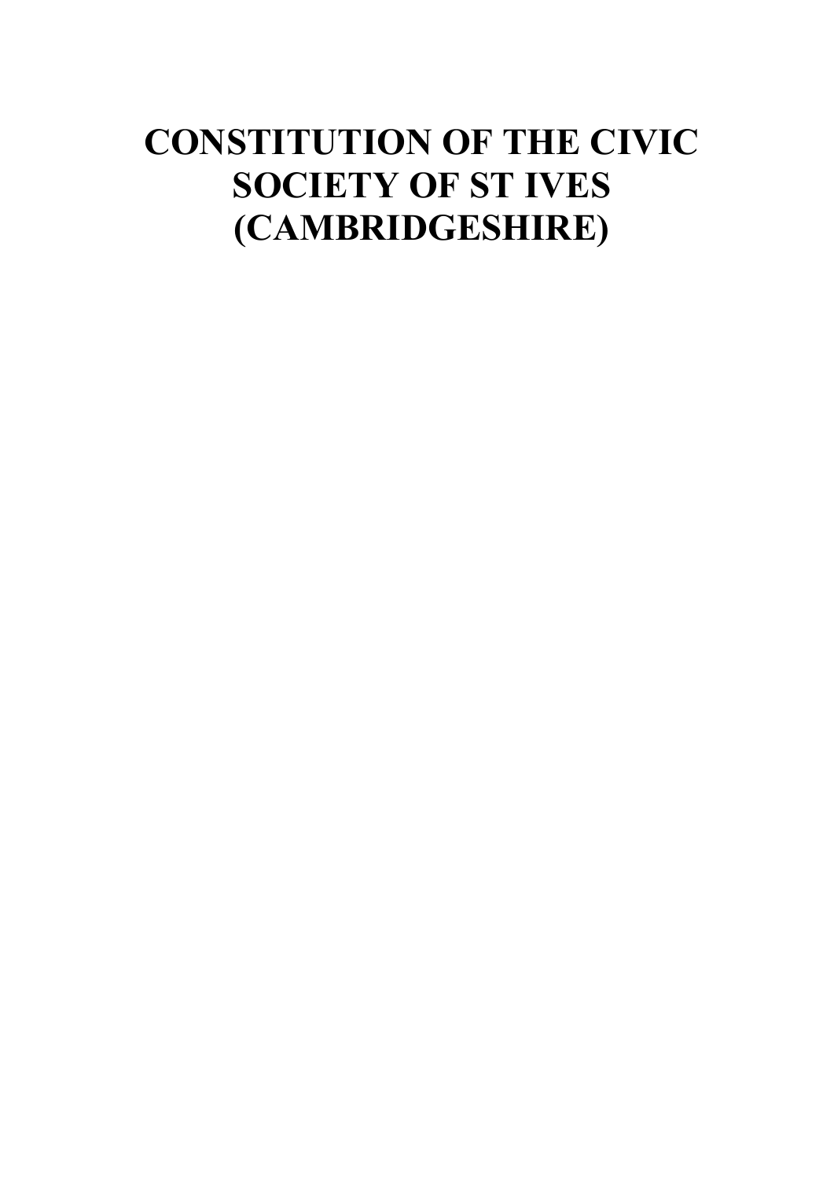# CONSTITUTION OF THE CIVIC SOCIETY OF ST IVES (CAMBRIDGESHIRE)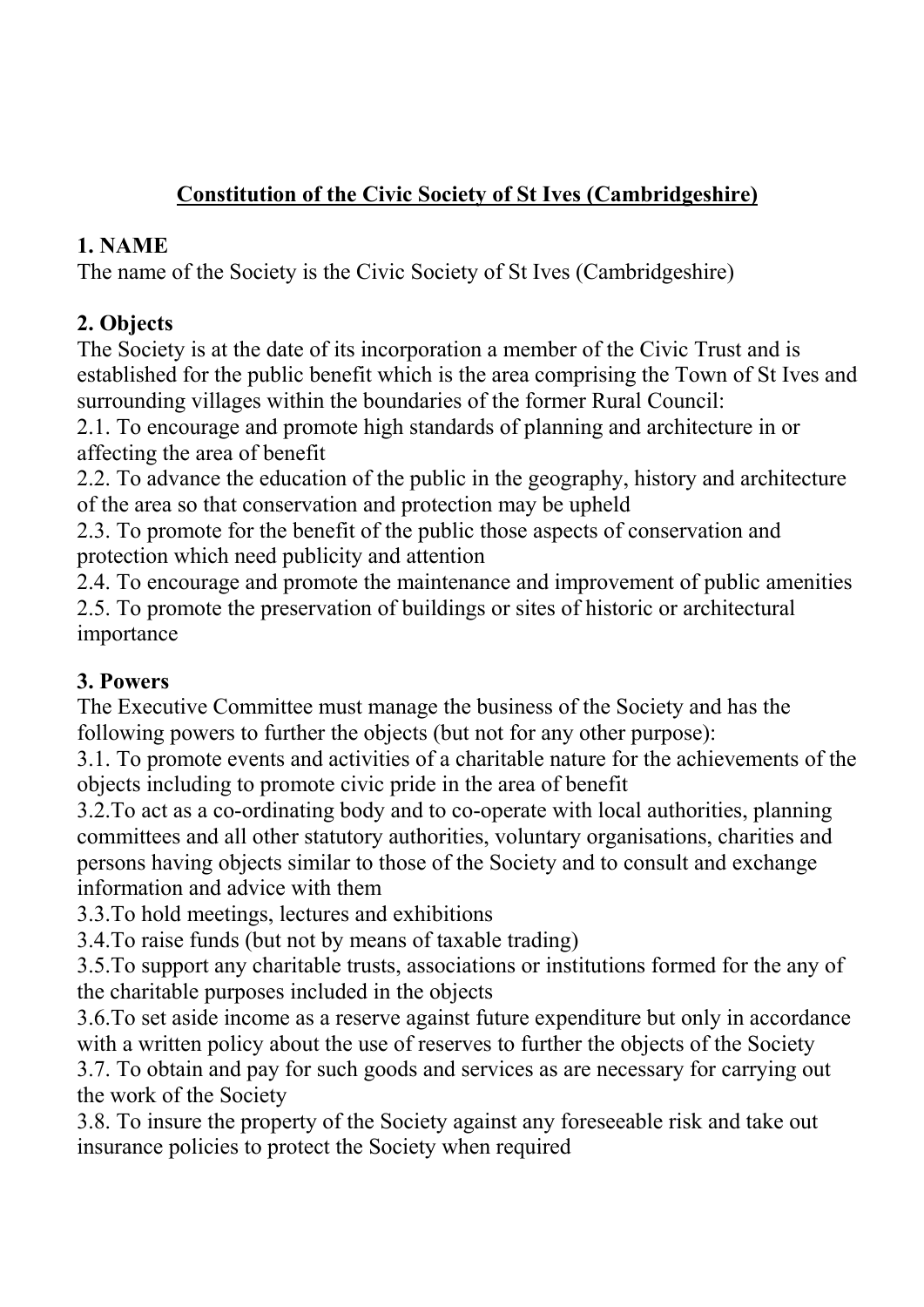**Constitution of the Civic Society of St Ives (Cambridgeshire)**

**1. NAME**

The name of the Society is the Civic Society of St Ives (Cambridgeshire)

**2. Objects**

The Society is at the date of its incorporation a member of the Civic Trust and is established for the public benefit which is the area comprising the Town of St Ives and surrounding villages within the boundaries of the former Rural Council:

2.1. To encourage and promote high standards of planning and architecture in or affecting the area of benefit

2.2. To advance the education of the public in the geography, history and architecture of the area so that conservation and protection may be upheld

2.3. To promote for the benefit of the public those aspects of conservation and protection which need publicity and attention

2.4. To encourage and promote the maintenance and improvement of public amenities

2.5. To promote the preservation of buildings or sites of historic or architectural importance

**3. Powers**

The Executive Committee must manage the business of the Society and has the following powers to further the objects (but not for any other purpose):

3.1. To promote events and activities of a charitable nature for the achievements of the objects including to promote civic pride in the area of benefit

3.2.To act as a co-ordinating body and to co-operate with local authorities, planning committees and all other statutory authorities, voluntary organisations, charities and persons having objects similar to those of the Society and to consult and exchange information and advice with them

3.3.To hold meetings, lectures and exhibitions

3.4.To raise funds (but not by means of taxable trading)

3.5.To support any charitable trusts, associations or institutions formed for the any of the charitable purposes included in the objects

3.6.To set aside income as a reserve against future expenditure but only in accordance with a written policy about the use of reserves to further the objects of the Society

3.7. To obtain and pay for such goods and services as are necessary for carrying out the work of the Society

3.8. To insure the property of the Society against any foreseeable risk and take out insurance policies to protect the Society when required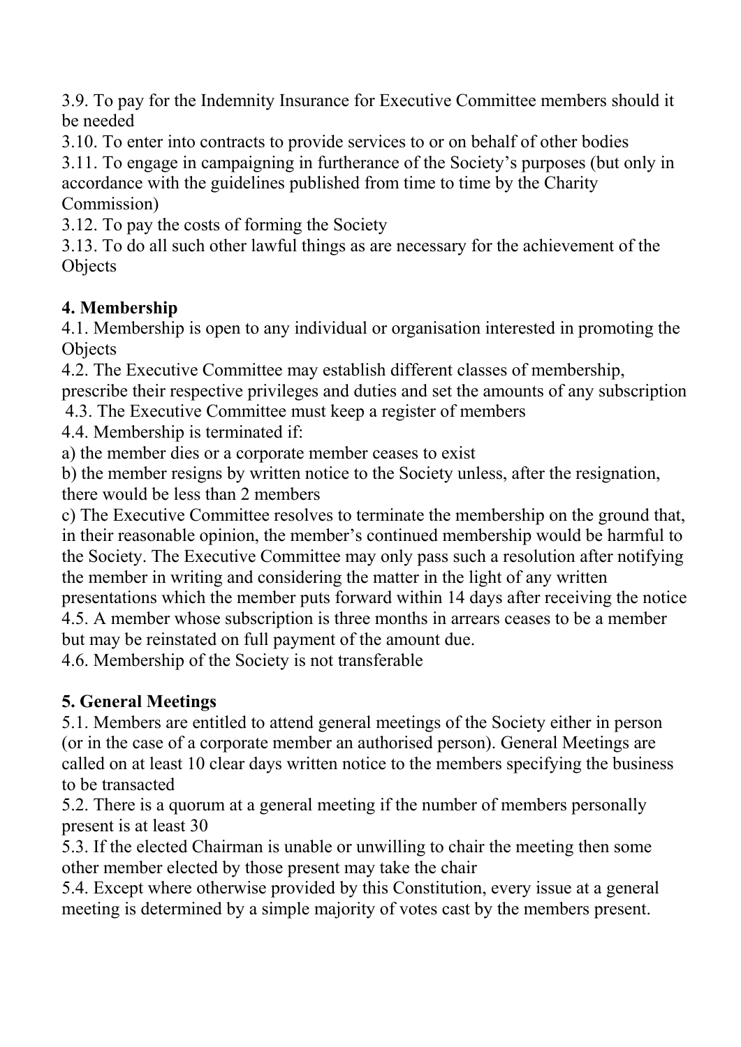3.9. To pay for the Indemnity Insurance for Executive Committee members should it be needed

3.10. To enter into contracts to provide services to or on behalf of other bodies

3.11. To engage in campaigning in furtherance of the Society's purposes (but only in accordance with the guidelines published from time to time by the Charity Commission)

3.12. To pay the costs of forming the Society

3.13. To do all such other lawful things as are necessary for the achievement of the Objects

**4. Membership**

4.1. Membership is open to any individual or organisation interested in promoting the Objects

4.2. The Executive Committee may establish different classes of membership, prescribe their respective privileges and duties and set the amounts of any subscription

4.3. The Executive Committee must keep a register of members

4.4. Membership is terminated if:

a) the member dies or a corporate member ceases to exist

b) the member resigns by written notice to the Society unless, after the resignation, there would be less than 2 members

c) The Executive Committee resolves to terminate the membership on the ground that, in their reasonable opinion, the member's continued membership would be harmful to the Society. The Executive Committee may only pass such a resolution after notifying the member in writing and considering the matter in the light of any written presentations which the member puts forward within 14 days after receiving the notice

4.5. A member whose subscription is three months in arrears ceases to be a member but may be reinstated on full payment of the amount due.

4.6. Membership of the Society is not transferable

**5. General Meetings**

5.1. Members are entitled to attend general meetings of the Society either in person (or in the case of a corporate member an authorised person). General Meetings are called on at least 10 clear days written notice to the members specifying the business to be transacted

5.2. There is a quorum at a general meeting if the number of members personally present is at least 30

5.3. If the elected Chairman is unable or unwilling to chair the meeting then some other member elected by those present may take the chair

5.4. Except where otherwise provided by this Constitution, every issue at a general meeting is determined by a simple majority of votes cast by the members present.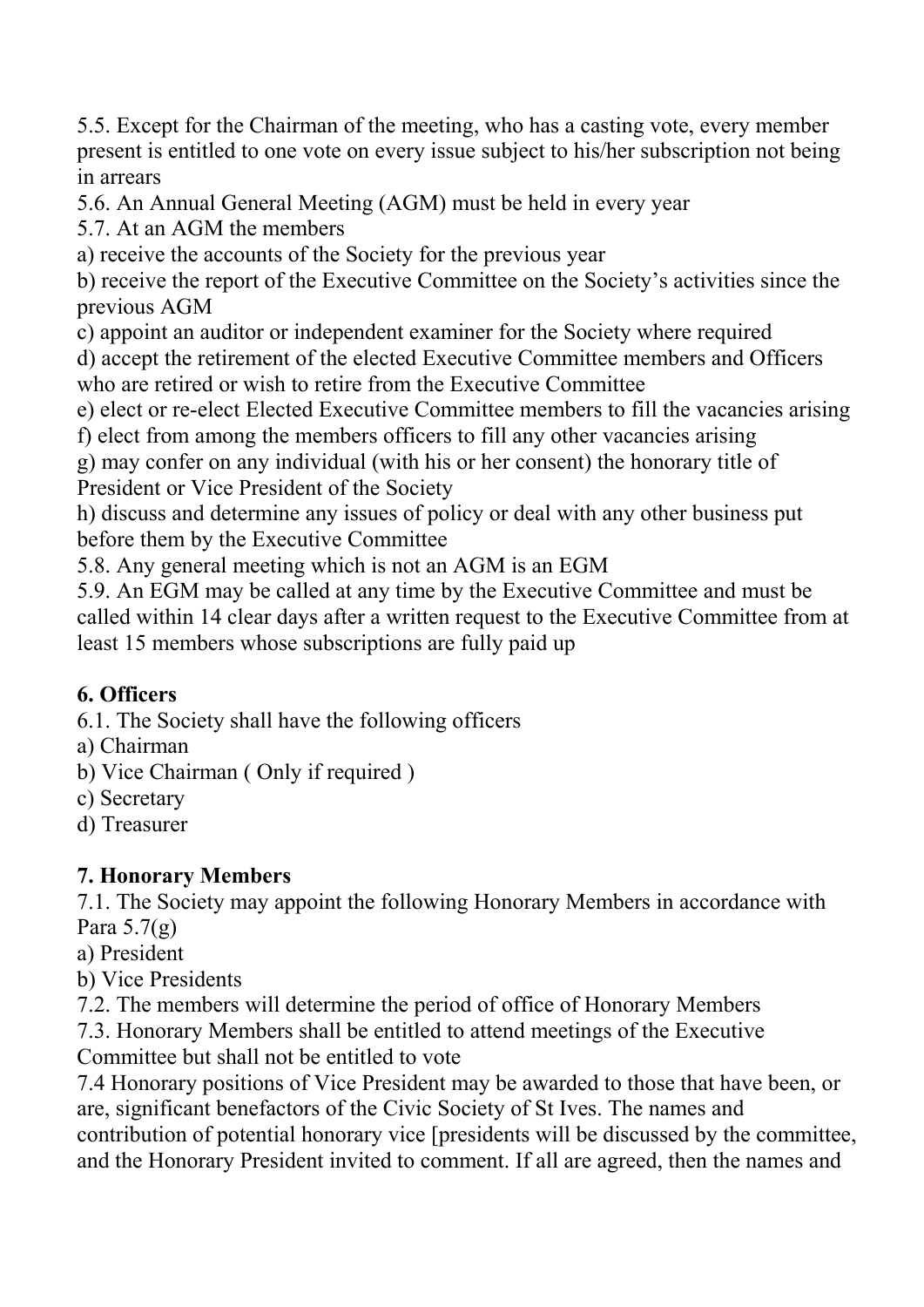5.5. Except for the Chairman of the meeting, who has a casting vote, every member present is entitled to one vote on every issue subject to his/her subscription not being in arrears

5.6. An Annual General Meeting (AGM) must be held in every year

5.7. At an AGM the members

a) receive the accounts of the Society for the previous year

b) receive the report of the Executive Committee on the Society's activities since the previous AGM

c) appoint an auditor or independent examiner for the Society where required

d) accept the retirement of the elected Executive Committee members and Officers who are retired or wish to retire from the Executive Committee

e) elect or re-elect Elected Executive Committee members to fill the vacancies arising

f) elect from among the members officers to fill any other vacancies arising

g) may confer on any individual (with his or her consent) the honorary title of President or Vice President of the Society

h) discuss and determine any issues of policy or deal with any other business put before them by the Executive Committee

5.8. Any general meeting which is not an AGM is an EGM

5.9. An EGM may be called at any time by the Executive Committee and must be called within 14 clear days after a written request to the Executive Committee from at least 15 members whose subscriptions are fully paid up

## 6. Officers

6.1. The Society shall have the following officers

a) Chairman

b) Vice Chairman ( Only if required )

c) Secretary

d) Treasurer

## 7. Honorary Members

7.1. The Society may appoint the following Honorary Members in accordance with Para 5.7(g)

a) President

b) Vice Presidents

7.2. The members will determine the period of office of Honorary Members

7.3. Honorary Members shall be entitled to attend meetings of the Executive Committee but shall not be entitled to vote

7.4 Honorary positions of Vice President may be awarded to those that have been, or are, significant benefactors of the Civic Society of St Ives. The names and contribution of potential honorary vice [presidents will be discussed by the committee, and the Honorary President invited to comment. If all are agreed, then the names and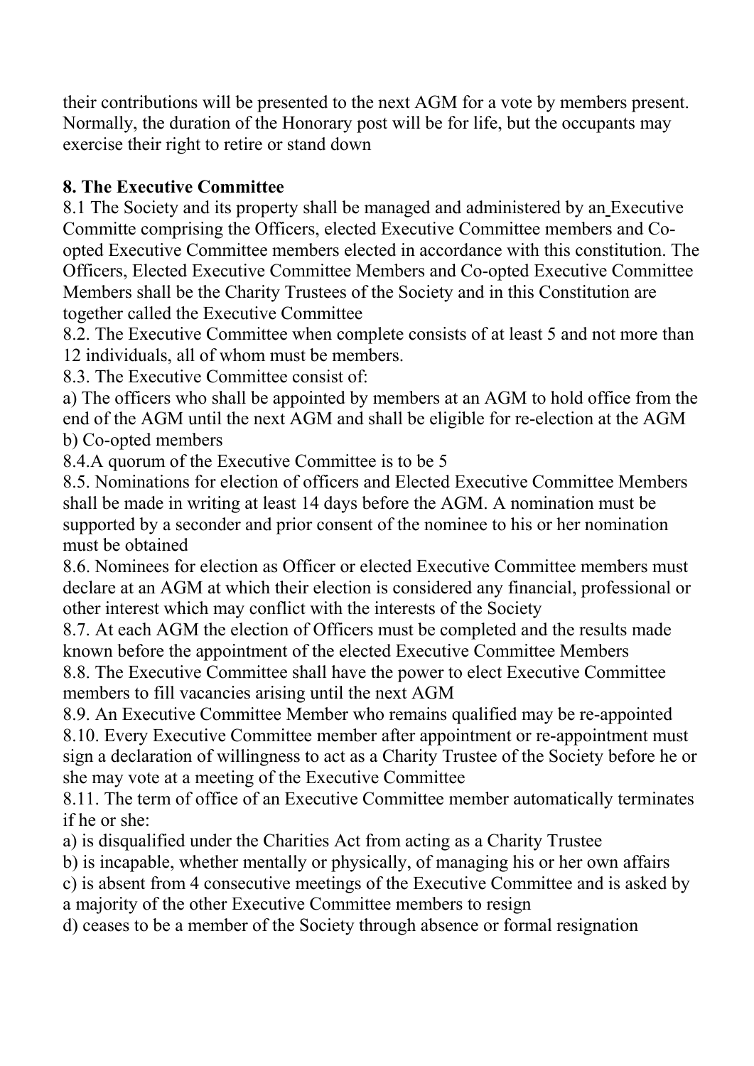their contributions will be presented to the next AGM for a vote by members present. Normally, the duration of the Honorary post will be for life, but the occupants may exercise their right to retire or stand down

**8. The Executive Committee**

8.1 The Society and its property shall be managed and administered by an Executive Committe comprising the Officers, elected Executive Committee members and Co-opted Executive Committee members elected in accordance with this constitution. The Officers, Elected Executive Committee Members and Co-opted Executive Committee Members shall be the Charity Trustees of the Society and in this Constitution are together called the Executive Committee

8.2. The Executive Committee when complete consists of at least 5 and not more than 12 individuals, all of whom must be members.

8.3. The Executive Committee consist of:

a) The officers who shall be appointed by members at an AGM to hold office from the end of the AGM until the next AGM and shall be eligible for re-election at the AGM

b) Co-opted members

8.4.A quorum of the Executive Committee is to be 5

8.5. Nominations for election of officers and Elected Executive Committee Members shall be made in writing at least 14 days before the AGM. A nomination must be supported by a seconder and prior consent of the nominee to his or her nomination must be obtained

8.6. Nominees for election as Officer or elected Executive Committee members must declare at an AGM at which their election is considered any financial, professional or other interest which may conflict with the interests of the Society

8.7. At each AGM the election of Officers must be completed and the results made known before the appointment of the elected Executive Committee Members

8.8. The Executive Committee shall have the power to elect Executive Committee members to fill vacancies arising until the next AGM

8.9. An Executive Committee Member who remains qualified may be re-appointed

8.10. Every Executive Committee member after appointment or re-appointment must sign a declaration of willingness to act as a Charity Trustee of the Society before he or she may vote at a meeting of the Executive Committee

8.11. The term of office of an Executive Committee member automatically terminates if he or she:

a) is disqualified under the Charities Act from acting as a Charity Trustee

b) is incapable, whether mentally or physically, of managing his or her own affairs

c) is absent from 4 consecutive meetings of the Executive Committee and is asked by a majority of the other Executive Committee members to resign

d) ceases to be a member of the Society through absence or formal resignation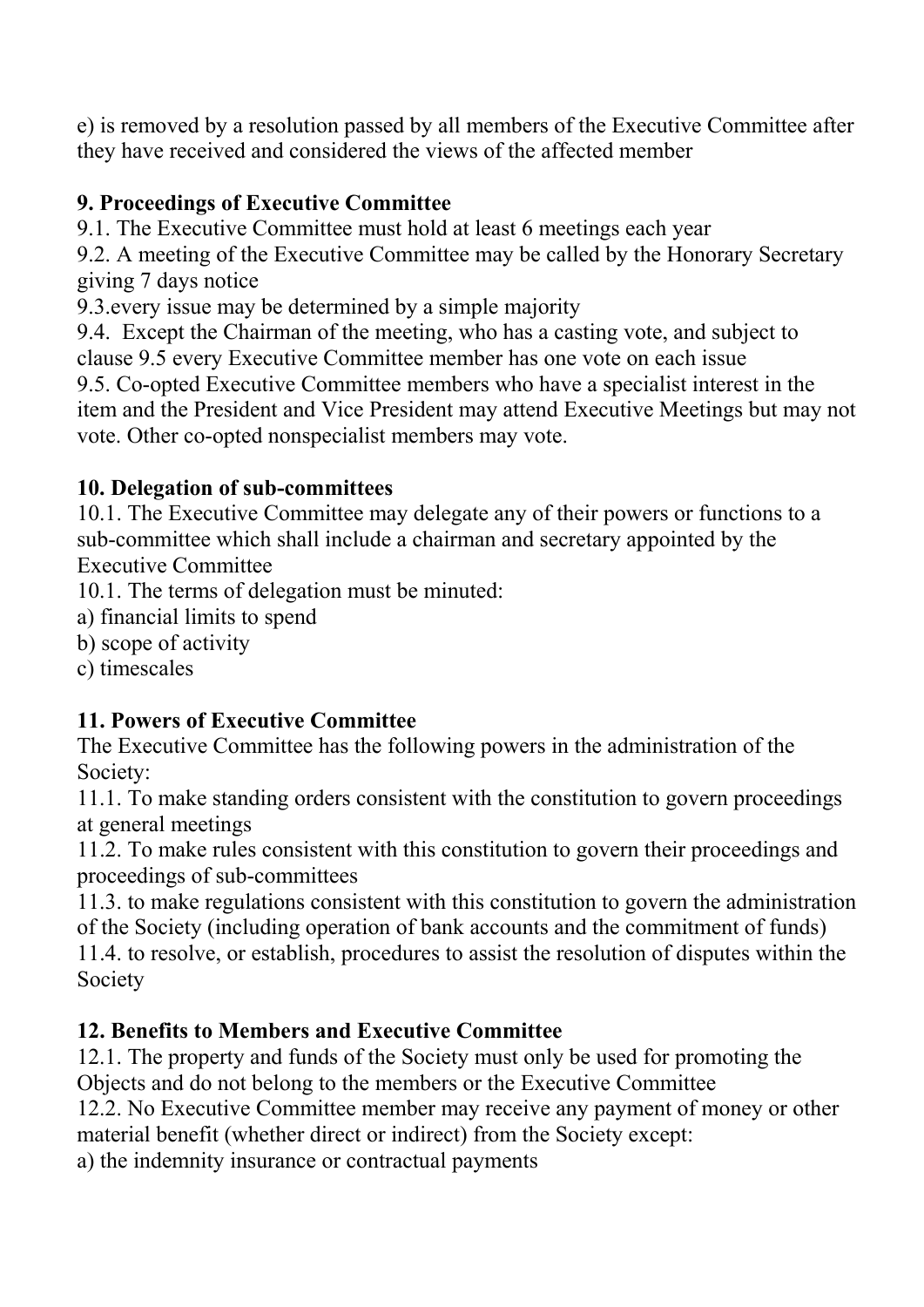e) is removed by a resolution passed by all members of the Executive Committee after they have received and considered the views of the affected member

**9. Proceedings of Executive Committee**

9.1. The Executive Committee must hold at least 6 meetings each year

9.2. A meeting of the Executive Committee may be called by the Honorary Secretary giving 7 days notice

9.3.every issue may be determined by a simple majority

9.4. Except the Chairman of the meeting, who has a casting vote, and subject to clause 9.5 every Executive Committee member has one vote on each issue

9.5. Co-opted Executive Committee members who have a specialist interest in the item and the President and Vice President may attend Executive Meetings but may not vote. Other co-opted nonspecialist members may vote.

**10. Delegation of sub-committees**

10.1. The Executive Committee may delegate any of their powers or functions to a sub-committee which shall include a chairman and secretary appointed by the Executive Committee

10.1. The terms of delegation must be minuted:

a) financial limits to spend

b) scope of activity

c) timescales

**11. Powers of Executive Committee**

The Executive Committee has the following powers in the administration of the Society:

11.1. To make standing orders consistent with the constitution to govern proceedings at general meetings

11.2. To make rules consistent with this constitution to govern their proceedings and proceedings of sub-committees

11.3. to make regulations consistent with this constitution to govern the administration of the Society (including operation of bank accounts and the commitment of funds)

11.4. to resolve, or establish, procedures to assist the resolution of disputes within the Society

**12. Benefits to Members and Executive Committee**

12.1. The property and funds of the Society must only be used for promoting the Objects and do not belong to the members or the Executive Committee

12.2. No Executive Committee member may receive any payment of money or other material benefit (whether direct or indirect) from the Society except:

a) the indemnity insurance or contractual payments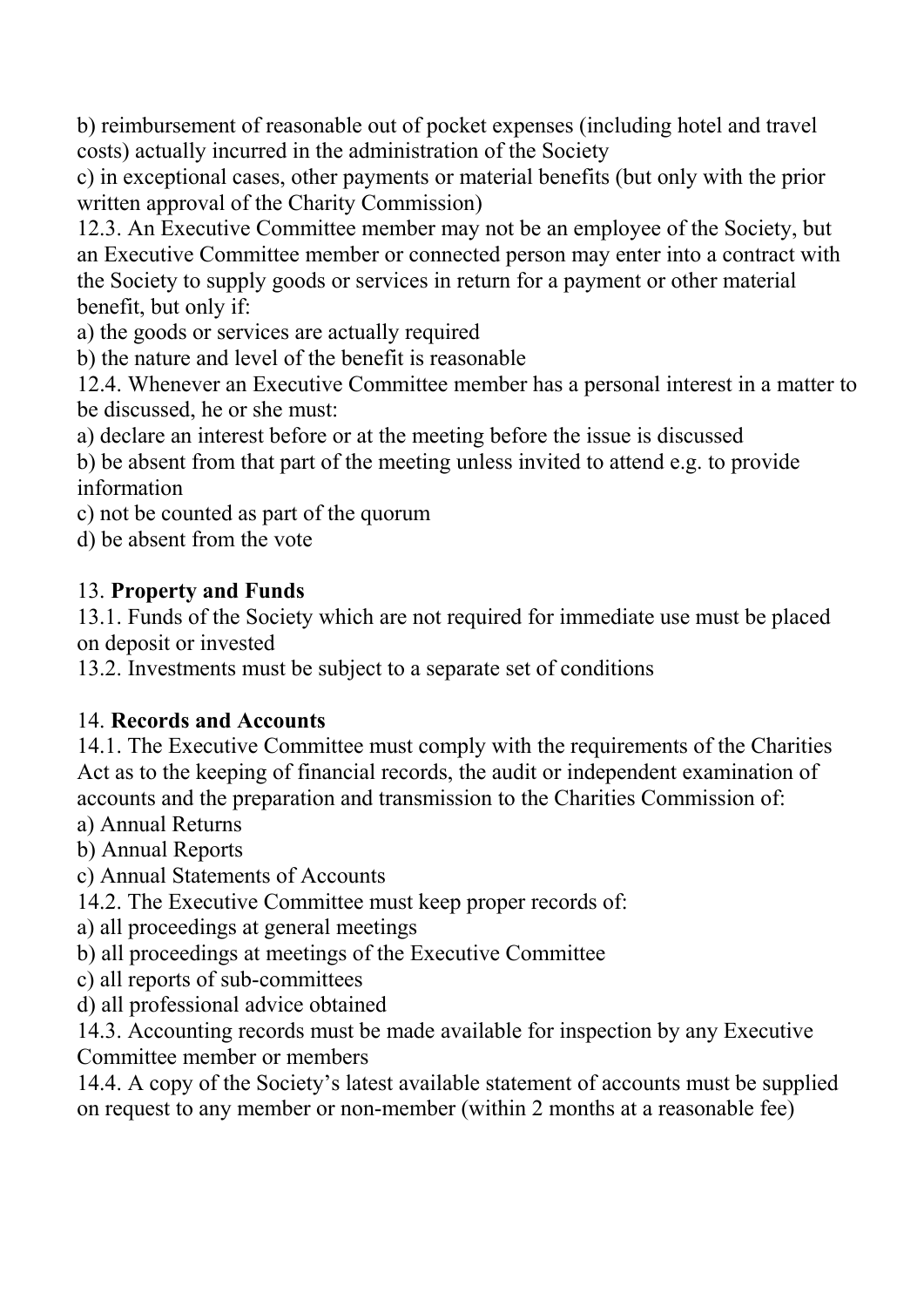b) reimbursement of reasonable out of pocket expenses (including hotel and travel costs) actually incurred in the administration of the Society

c) in exceptional cases, other payments or material benefits (but only with the prior written approval of the Charity Commission)

12.3. An Executive Committee member may not be an employee of the Society, but an Executive Committee member or connected person may enter into a contract with the Society to supply goods or services in return for a payment or other material benefit, but only if:

a) the goods or services are actually required

b) the nature and level of the benefit is reasonable

12.4. Whenever an Executive Committee member has a personal interest in a matter to be discussed, he or she must:

a) declare an interest before or at the meeting before the issue is discussed

b) be absent from that part of the meeting unless invited to attend e.g. to provide information

c) not be counted as part of the quorum

d) be absent from the vote

13. **Property and Funds**

13.1. Funds of the Society which are not required for immediate use must be placed on deposit or invested

13.2. Investments must be subject to a separate set of conditions

14. **Records and Accounts**

14.1. The Executive Committee must comply with the requirements of the Charities Act as to the keeping of financial records, the audit or independent examination of accounts and the preparation and transmission to the Charities Commission of:

a) Annual Returns

b) Annual Reports

c) Annual Statements of Accounts

14.2. The Executive Committee must keep proper records of:

a) all proceedings at general meetings

b) all proceedings at meetings of the Executive Committee

c) all reports of sub-committees

d) all professional advice obtained

14.3. Accounting records must be made available for inspection by any Executive Committee member or members

14.4. A copy of the Society's latest available statement of accounts must be supplied on request to any member or non-member (within 2 months at a reasonable fee)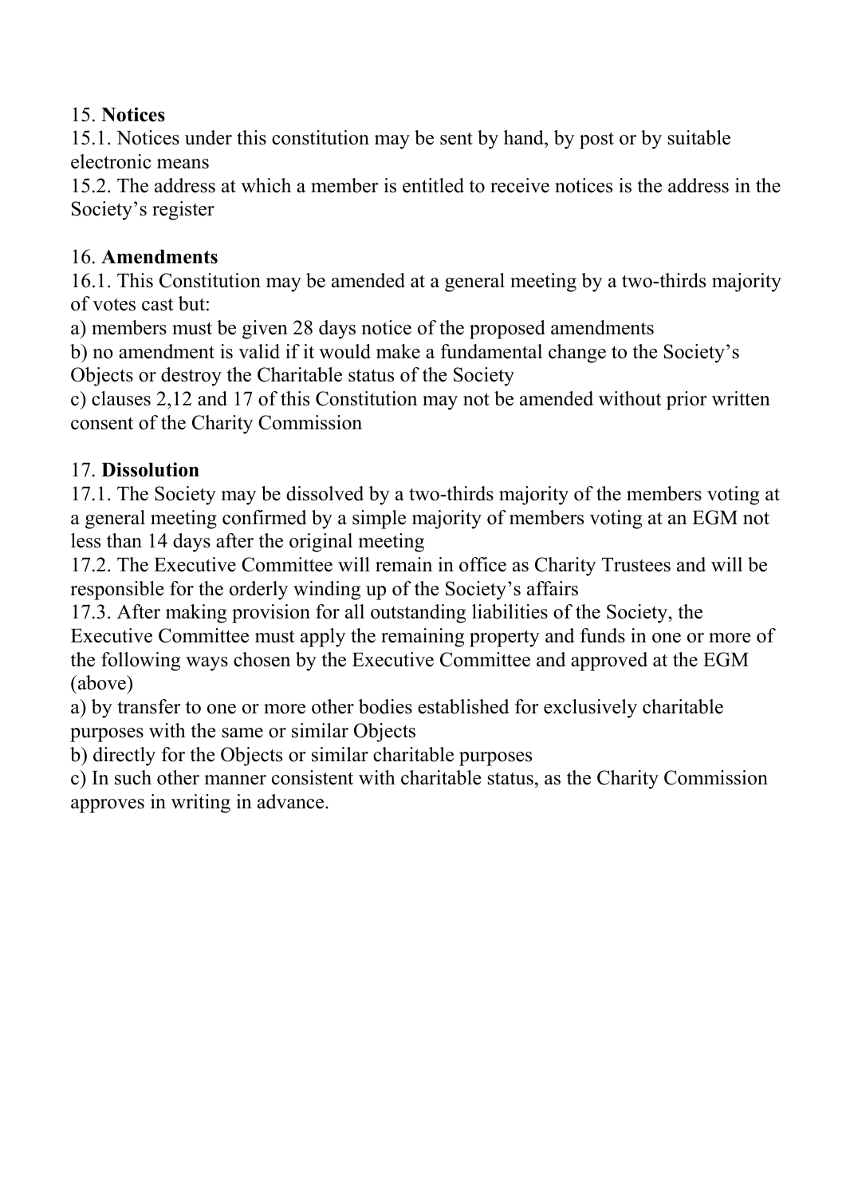15. **Notices**

15.1. Notices under this constitution may be sent by hand, by post or by suitable electronic means

15.2. The address at which a member is entitled to receive notices is the address in the Society's register

16. **Amendments**

16.1. This Constitution may be amended at a general meeting by a two-thirds majority of votes cast but:

a) members must be given 28 days notice of the proposed amendments

b) no amendment is valid if it would make a fundamental change to the Society's Objects or destroy the Charitable status of the Society

c) clauses 2,12 and 17 of this Constitution may not be amended without prior written consent of the Charity Commission

17. **Dissolution**

17.1. The Society may be dissolved by a two-thirds majority of the members voting at a general meeting confirmed by a simple majority of members voting at an EGM not less than 14 days after the original meeting

17.2. The Executive Committee will remain in office as Charity Trustees and will be responsible for the orderly winding up of the Society's affairs

17.3. After making provision for all outstanding liabilities of the Society, the Executive Committee must apply the remaining property and funds in one or more of the following ways chosen by the Executive Committee and approved at the EGM (above)

a) by transfer to one or more other bodies established for exclusively charitable purposes with the same or similar Objects

b) directly for the Objects or similar charitable purposes

c) In such other manner consistent with charitable status, as the Charity Commission approves in writing in advance.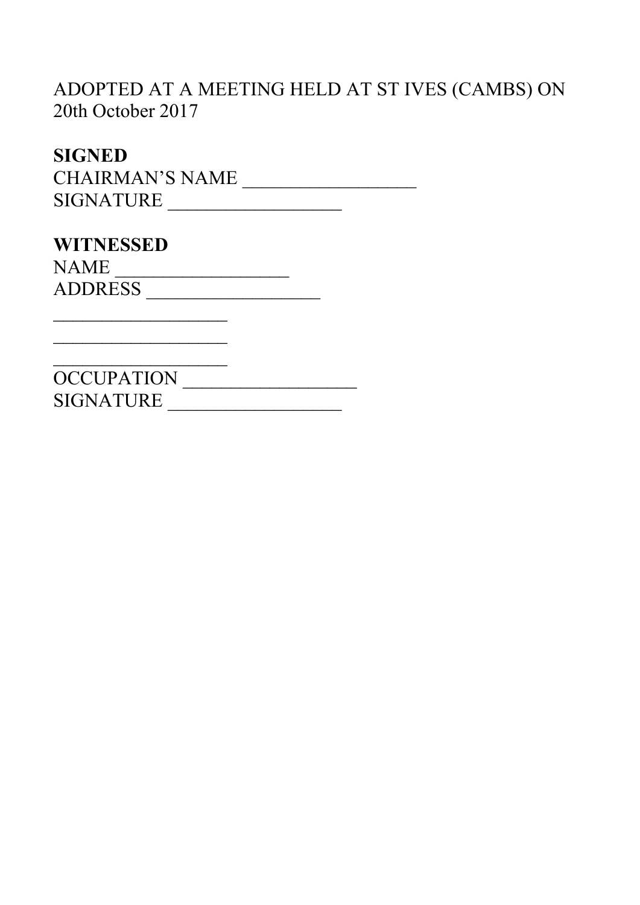ADOPTED AT A MEETING HELD AT ST IVES (CAMBS) ON 20th October 2017

**SIGNED**
CHAIRMAN'S NAME __________________
SIGNATURE __________________

**WITNESSED**
NAME __________________
ADDRESS __________________
__________________
__________________
__________________
OCCUPATION __________________
SIGNATURE __________________